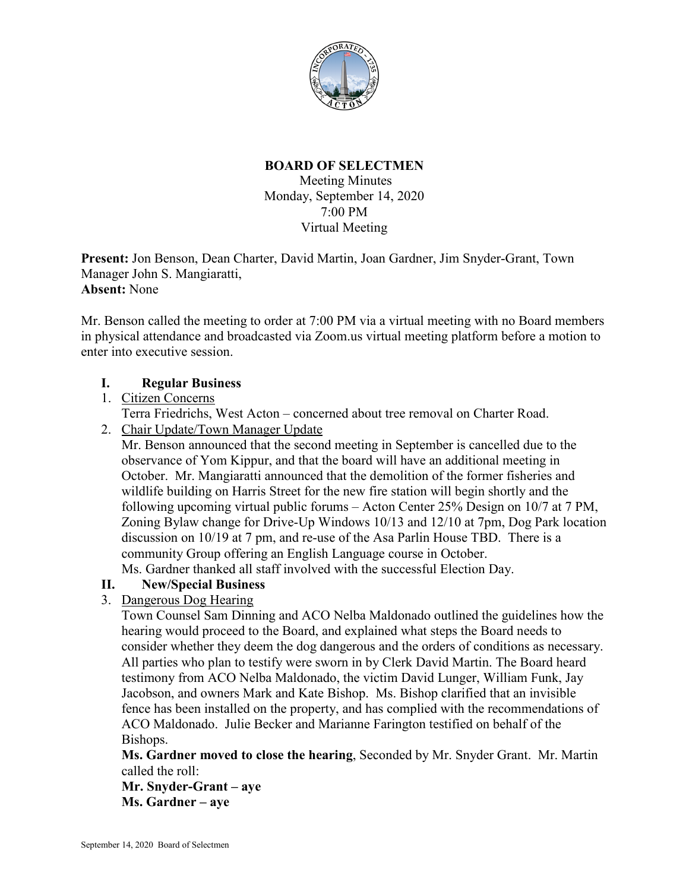**BOARD OF SELECTMEN**
Meeting Minutes
Monday, September 14, 2020
7:00 PM
Virtual Meeting

**Present:** Jon Benson, Dean Charter, David Martin, Joan Gardner, Jim Snyder-Grant, Town Manager John S. Mangiaratti,
**Absent:** None

Mr. Benson called the meeting to order at 7:00 PM via a virtual meeting with no Board members in physical attendance and broadcasted via Zoom.us virtual meeting platform before a motion to enter into executive session.

## I. Regular Business

1. Citizen Concerns
   Terra Friedrichs, West Acton – concerned about tree removal on Charter Road.
2. Chair Update/Town Manager Update
   Mr. Benson announced that the second meeting in September is cancelled due to the observance of Yom Kippur, and that the board will have an additional meeting in October. Mr. Mangiaratti announced that the demolition of the former fisheries and wildlife building on Harris Street for the new fire station will begin shortly and the following upcoming virtual public forums – Acton Center 25% Design on 10/7 at 7 PM, Zoning Bylaw change for Drive-Up Windows 10/13 and 12/10 at 7pm, Dog Park location discussion on 10/19 at 7 pm, and re-use of the Asa Parlin House TBD. There is a community Group offering an English Language course in October.
   Ms. Gardner thanked all staff involved with the successful Election Day.

## II. New/Special Business

3. Dangerous Dog Hearing
   Town Counsel Sam Dinning and ACO Nelba Maldonado outlined the guidelines how the hearing would proceed to the Board, and explained what steps the Board needs to consider whether they deem the dog dangerous and the orders of conditions as necessary. All parties who plan to testify were sworn in by Clerk David Martin. The Board heard testimony from ACO Nelba Maldonado, the victim David Lunger, William Funk, Jay Jacobson, and owners Mark and Kate Bishop. Ms. Bishop clarified that an invisible fence has been installed on the property, and has complied with the recommendations of ACO Maldonado. Julie Becker and Marianne Farington testified on behalf of the Bishops.
   **Ms. Gardner moved to close the hearing**, Seconded by Mr. Snyder Grant. Mr. Martin called the roll:
   **Mr. Snyder-Grant – aye**
   **Ms. Gardner – aye**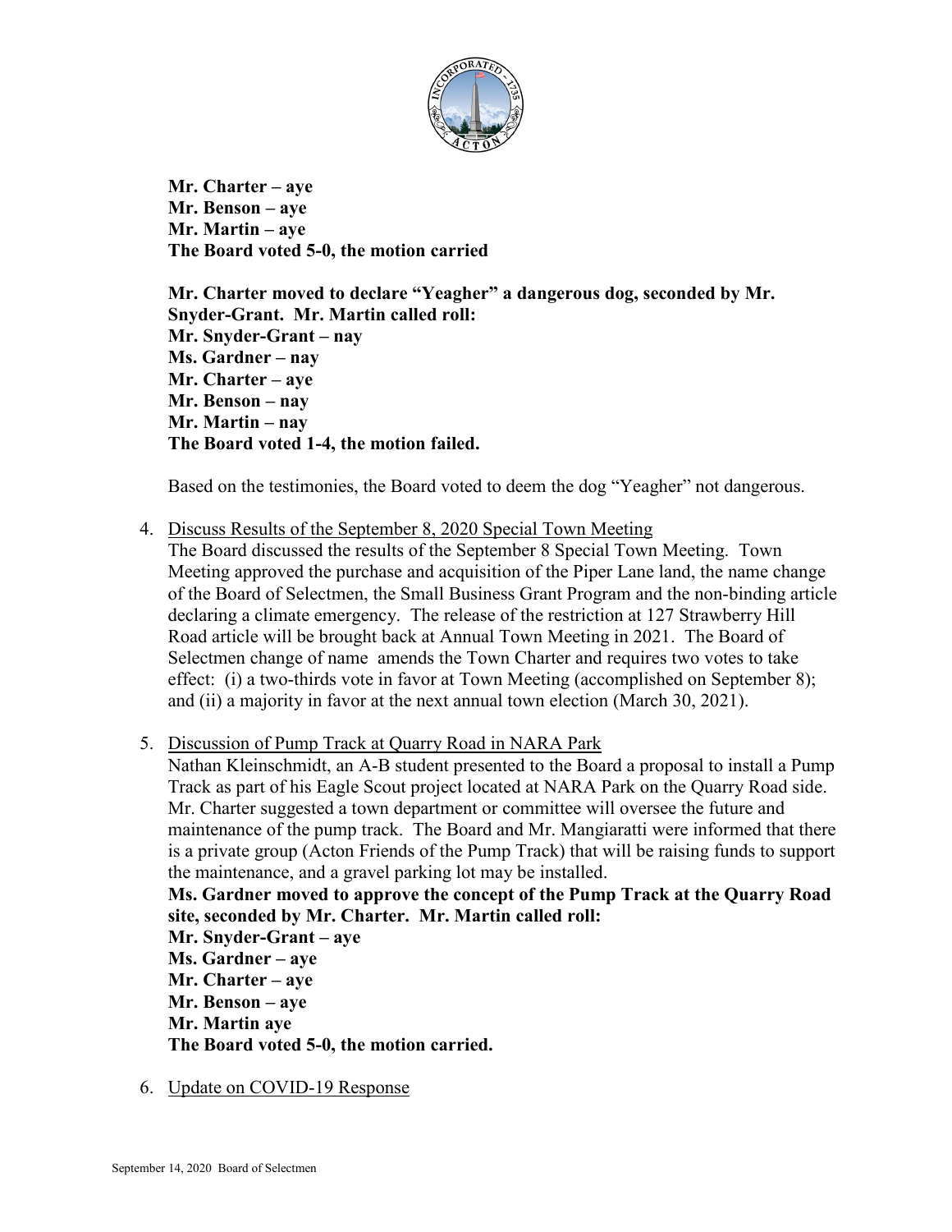**Mr. Charter – aye**
**Mr. Benson – aye**
**Mr. Martin – aye**
**The Board voted 5-0, the motion carried**

**Mr. Charter moved to declare "Yeagher" a dangerous dog, seconded by Mr. Snyder-Grant. Mr. Martin called roll:**
**Mr. Snyder-Grant – nay**
**Ms. Gardner – nay**
**Mr. Charter – aye**
**Mr. Benson – nay**
**Mr. Martin – nay**
**The Board voted 1-4, the motion failed.**

Based on the testimonies, the Board voted to deem the dog "Yeagher" not dangerous.

4. Discuss Results of the September 8, 2020 Special Town Meeting
   The Board discussed the results of the September 8 Special Town Meeting. Town Meeting approved the purchase and acquisition of the Piper Lane land, the name change of the Board of Selectmen, the Small Business Grant Program and the non-binding article declaring a climate emergency. The release of the restriction at 127 Strawberry Hill Road article will be brought back at Annual Town Meeting in 2021. The Board of Selectmen change of name amends the Town Charter and requires two votes to take effect: (i) a two-thirds vote in favor at Town Meeting (accomplished on September 8); and (ii) a majority in favor at the next annual town election (March 30, 2021).

5. Discussion of Pump Track at Quarry Road in NARA Park
   Nathan Kleinschmidt, an A-B student presented to the Board a proposal to install a Pump Track as part of his Eagle Scout project located at NARA Park on the Quarry Road side. Mr. Charter suggested a town department or committee will oversee the future and maintenance of the pump track. The Board and Mr. Mangiaratti were informed that there is a private group (Acton Friends of the Pump Track) that will be raising funds to support the maintenance, and a gravel parking lot may be installed.
   **Ms. Gardner moved to approve the concept of the Pump Track at the Quarry Road site, seconded by Mr. Charter. Mr. Martin called roll:**
   **Mr. Snyder-Grant – aye**
   **Ms. Gardner – aye**
   **Mr. Charter – aye**
   **Mr. Benson – aye**
   **Mr. Martin aye**
   **The Board voted 5-0, the motion carried.**

6. Update on COVID-19 Response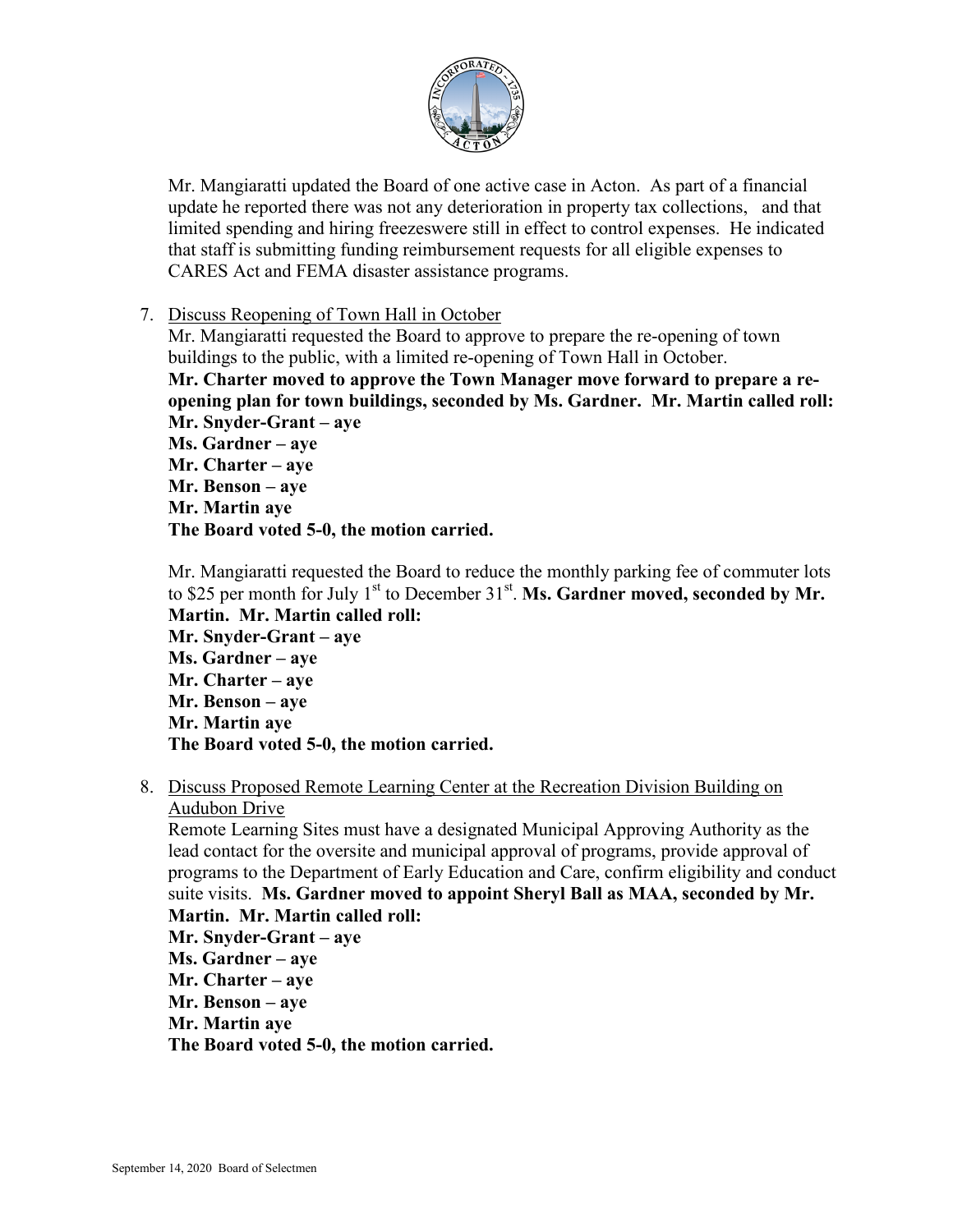Mr. Mangiaratti updated the Board of one active case in Acton. As part of a financial update he reported there was not any deterioration in property tax collections, and that limited spending and hiring freezeswere still in effect to control expenses. He indicated that staff is submitting funding reimbursement requests for all eligible expenses to CARES Act and FEMA disaster assistance programs.

7. Discuss Reopening of Town Hall in October

   Mr. Mangiaratti requested the Board to approve to prepare the re-opening of town buildings to the public, with a limited re-opening of Town Hall in October.

   **Mr. Charter moved to approve the Town Manager move forward to prepare a re-opening plan for town buildings, seconded by Ms. Gardner. Mr. Martin called roll:**
   **Mr. Snyder-Grant – aye**
   **Ms. Gardner – aye**
   **Mr. Charter – aye**
   **Mr. Benson – aye**
   **Mr. Martin aye**
   **The Board voted 5-0, the motion carried.**

   Mr. Mangiaratti requested the Board to reduce the monthly parking fee of commuter lots to $25 per month for July 1st to December 31st. **Ms. Gardner moved, seconded by Mr. Martin. Mr. Martin called roll:**
   **Mr. Snyder-Grant – aye**
   **Ms. Gardner – aye**
   **Mr. Charter – aye**
   **Mr. Benson – aye**
   **Mr. Martin aye**
   **The Board voted 5-0, the motion carried.**

8. Discuss Proposed Remote Learning Center at the Recreation Division Building on Audubon Drive

   Remote Learning Sites must have a designated Municipal Approving Authority as the lead contact for the oversite and municipal approval of programs, provide approval of programs to the Department of Early Education and Care, confirm eligibility and conduct suite visits. **Ms. Gardner moved to appoint Sheryl Ball as MAA, seconded by Mr. Martin. Mr. Martin called roll:**
   **Mr. Snyder-Grant – aye**
   **Ms. Gardner – aye**
   **Mr. Charter – aye**
   **Mr. Benson – aye**
   **Mr. Martin aye**
   **The Board voted 5-0, the motion carried.**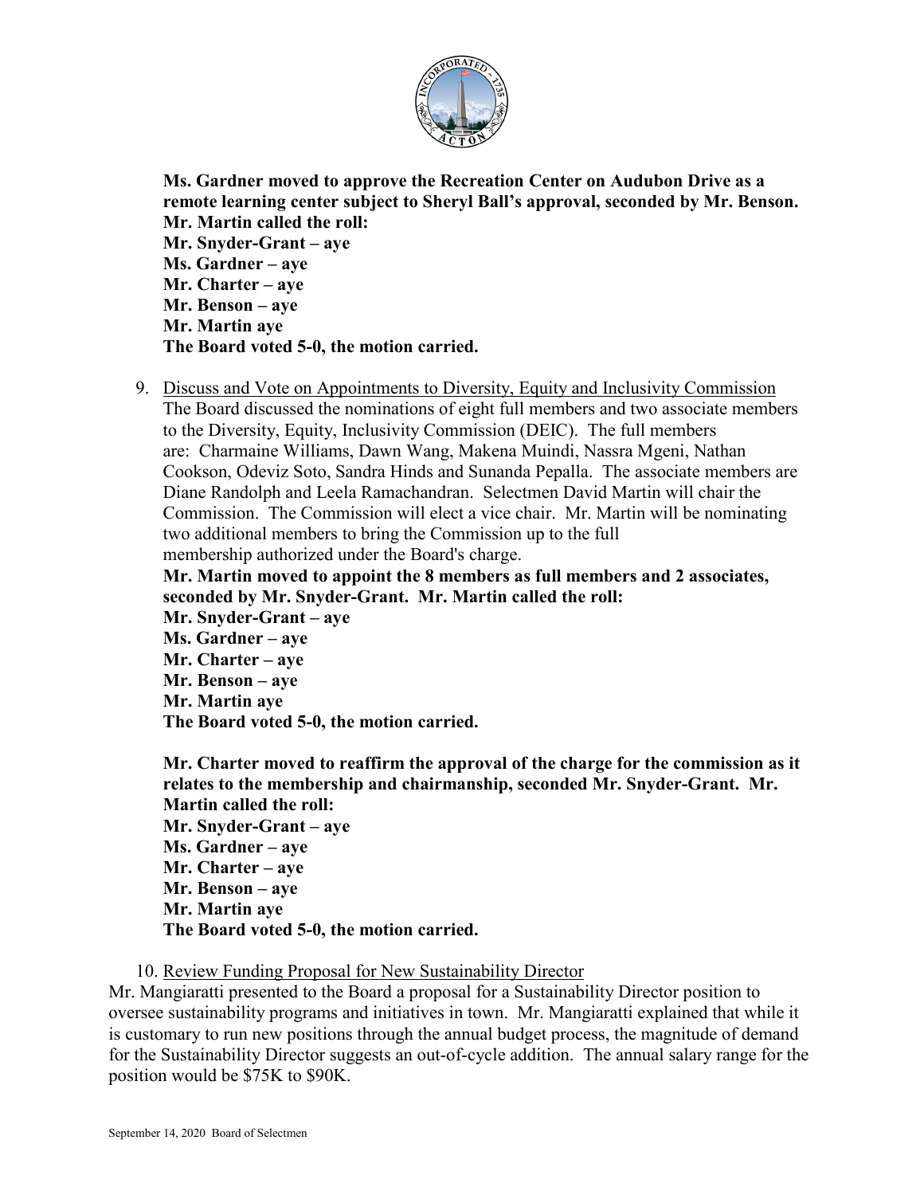**Ms. Gardner moved to approve the Recreation Center on Audubon Drive as a remote learning center subject to Sheryl Ball's approval, seconded by Mr. Benson. Mr. Martin called the roll:**
**Mr. Snyder-Grant – aye**
**Ms. Gardner – aye**
**Mr. Charter – aye**
**Mr. Benson – aye**
**Mr. Martin aye**
**The Board voted 5-0, the motion carried.**

9. Discuss and Vote on Appointments to Diversity, Equity and Inclusivity Commission
The Board discussed the nominations of eight full members and two associate members to the Diversity, Equity, Inclusivity Commission (DEIC). The full members are: Charmaine Williams, Dawn Wang, Makena Muindi, Nassra Mgeni, Nathan Cookson, Odeviz Soto, Sandra Hinds and Sunanda Pepalla. The associate members are Diane Randolph and Leela Ramachandran. Selectmen David Martin will chair the Commission. The Commission will elect a vice chair. Mr. Martin will be nominating two additional members to bring the Commission up to the full membership authorized under the Board's charge.
**Mr. Martin moved to appoint the 8 members as full members and 2 associates, seconded by Mr. Snyder-Grant. Mr. Martin called the roll:**
**Mr. Snyder-Grant – aye**
**Ms. Gardner – aye**
**Mr. Charter – aye**
**Mr. Benson – aye**
**Mr. Martin aye**
**The Board voted 5-0, the motion carried.**

**Mr. Charter moved to reaffirm the approval of the charge for the commission as it relates to the membership and chairmanship, seconded Mr. Snyder-Grant. Mr. Martin called the roll:**
**Mr. Snyder-Grant – aye**
**Ms. Gardner – aye**
**Mr. Charter – aye**
**Mr. Benson – aye**
**Mr. Martin aye**
**The Board voted 5-0, the motion carried.**

10. Review Funding Proposal for New Sustainability Director

Mr. Mangiaratti presented to the Board a proposal for a Sustainability Director position to oversee sustainability programs and initiatives in town. Mr. Mangiaratti explained that while it is customary to run new positions through the annual budget process, the magnitude of demand for the Sustainability Director suggests an out-of-cycle addition. The annual salary range for the position would be $75K to $90K.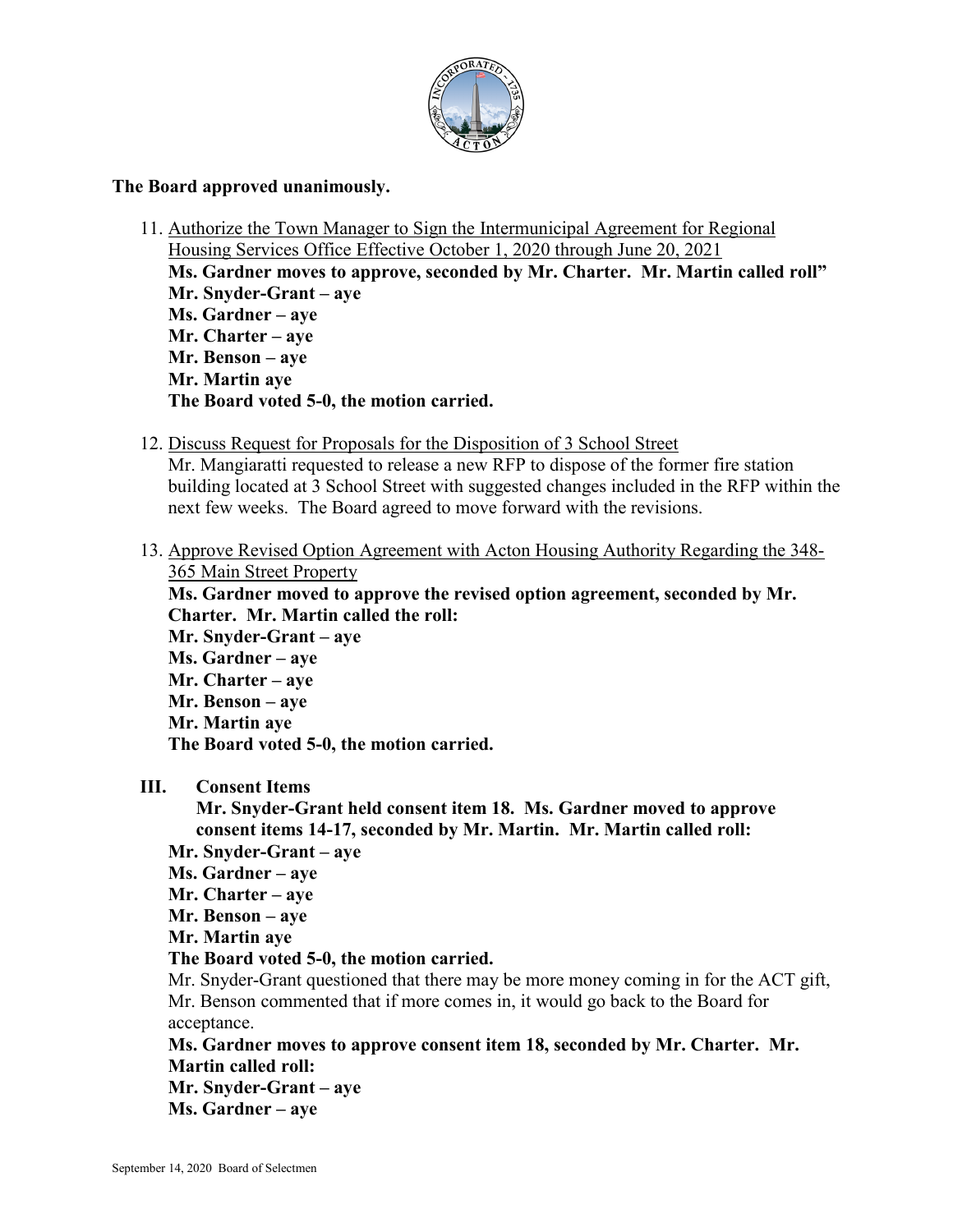**The Board approved unanimously.**

11. Authorize the Town Manager to Sign the Intermunicipal Agreement for Regional Housing Services Office Effective October 1, 2020 through June 20, 2021
    **Ms. Gardner moves to approve, seconded by Mr. Charter. Mr. Martin called roll"**
    **Mr. Snyder-Grant – aye**
    **Ms. Gardner – aye**
    **Mr. Charter – aye**
    **Mr. Benson – aye**
    **Mr. Martin aye**
    **The Board voted 5-0, the motion carried.**

12. Discuss Request for Proposals for the Disposition of 3 School Street
    Mr. Mangiaratti requested to release a new RFP to dispose of the former fire station building located at 3 School Street with suggested changes included in the RFP within the next few weeks. The Board agreed to move forward with the revisions.

13. Approve Revised Option Agreement with Acton Housing Authority Regarding the 348-365 Main Street Property
    **Ms. Gardner moved to approve the revised option agreement, seconded by Mr. Charter. Mr. Martin called the roll:**
    **Mr. Snyder-Grant – aye**
    **Ms. Gardner – aye**
    **Mr. Charter – aye**
    **Mr. Benson – aye**
    **Mr. Martin aye**
    **The Board voted 5-0, the motion carried.**

## III. Consent Items

**Mr. Snyder-Grant held consent item 18. Ms. Gardner moved to approve consent items 14-17, seconded by Mr. Martin. Mr. Martin called roll:**
**Mr. Snyder-Grant – aye**
**Ms. Gardner – aye**
**Mr. Charter – aye**
**Mr. Benson – aye**
**Mr. Martin aye**
**The Board voted 5-0, the motion carried.**
Mr. Snyder-Grant questioned that there may be more money coming in for the ACT gift, Mr. Benson commented that if more comes in, it would go back to the Board for acceptance.
**Ms. Gardner moves to approve consent item 18, seconded by Mr. Charter. Mr. Martin called roll:**
**Mr. Snyder-Grant – aye**
**Ms. Gardner – aye**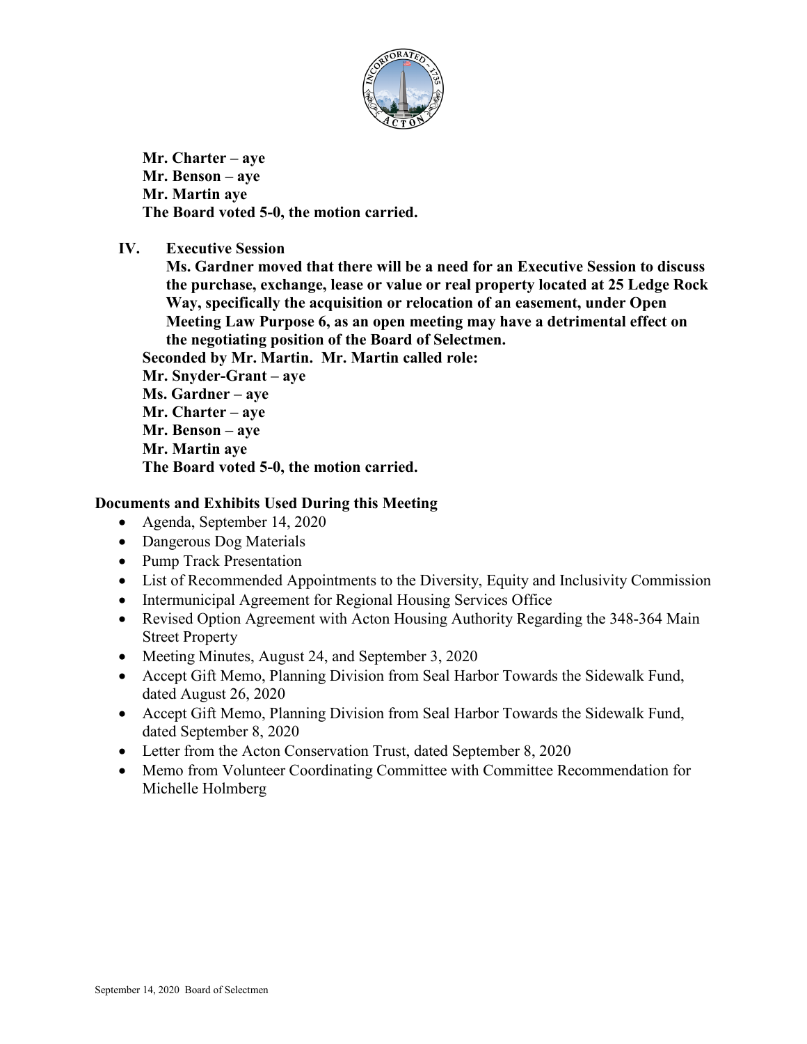**Mr. Charter – aye**
**Mr. Benson – aye**
**Mr. Martin aye**
**The Board voted 5-0, the motion carried.**

**IV. Executive Session**

**Ms. Gardner moved that there will be a need for an Executive Session to discuss the purchase, exchange, lease or value or real property located at 25 Ledge Rock Way, specifically the acquisition or relocation of an easement, under Open Meeting Law Purpose 6, as an open meeting may have a detrimental effect on the negotiating position of the Board of Selectmen.**

**Seconded by Mr. Martin. Mr. Martin called role:**
**Mr. Snyder-Grant – aye**
**Ms. Gardner – aye**
**Mr. Charter – aye**
**Mr. Benson – aye**
**Mr. Martin aye**
**The Board voted 5-0, the motion carried.**

**Documents and Exhibits Used During this Meeting**

- Agenda, September 14, 2020
- Dangerous Dog Materials
- Pump Track Presentation
- List of Recommended Appointments to the Diversity, Equity and Inclusivity Commission
- Intermunicipal Agreement for Regional Housing Services Office
- Revised Option Agreement with Acton Housing Authority Regarding the 348-364 Main Street Property
- Meeting Minutes, August 24, and September 3, 2020
- Accept Gift Memo, Planning Division from Seal Harbor Towards the Sidewalk Fund, dated August 26, 2020
- Accept Gift Memo, Planning Division from Seal Harbor Towards the Sidewalk Fund, dated September 8, 2020
- Letter from the Acton Conservation Trust, dated September 8, 2020
- Memo from Volunteer Coordinating Committee with Committee Recommendation for Michelle Holmberg